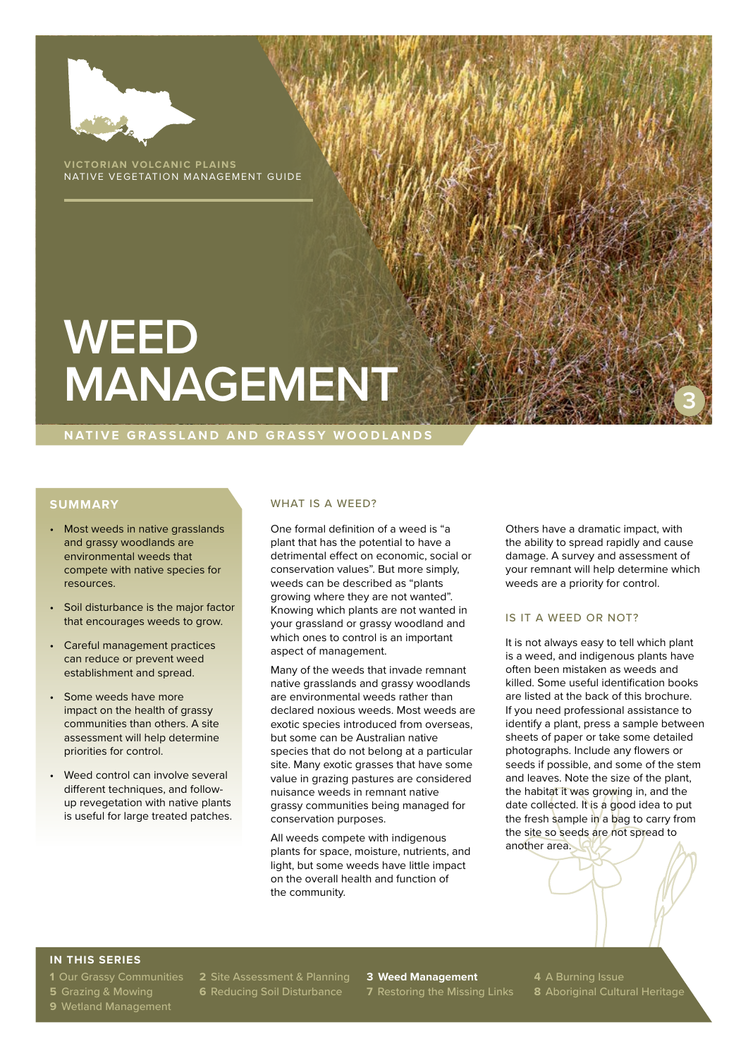VICTORIAN VOLCANIC PLAINS
NATIVE VEGETATION MANAGEMENT GUIDE

# WEED MANAGEMENT

3

NATIVE GRASSLAND AND GRASSY WOODLANDS

## SUMMARY

- Most weeds in native grasslands and grassy woodlands are environmental weeds that compete with native species for resources.
- Soil disturbance is the major factor that encourages weeds to grow.
- Careful management practices can reduce or prevent weed establishment and spread.
- Some weeds have more impact on the health of grassy communities than others. A site assessment will help determine priorities for control.
- Weed control can involve several different techniques, and follow-up revegetation with native plants is useful for large treated patches.

## WHAT IS A WEED?

One formal definition of a weed is "a plant that has the potential to have a detrimental effect on economic, social or conservation values". But more simply, weeds can be described as "plants growing where they are not wanted". Knowing which plants are not wanted in your grassland or grassy woodland and which ones to control is an important aspect of management.

Many of the weeds that invade remnant native grasslands and grassy woodlands are environmental weeds rather than declared noxious weeds. Most weeds are exotic species introduced from overseas, but some can be Australian native species that do not belong at a particular site. Many exotic grasses that have some value in grazing pastures are considered nuisance weeds in remnant native grassy communities being managed for conservation purposes.

All weeds compete with indigenous plants for space, moisture, nutrients, and light, but some weeds have little impact on the overall health and function of the community.

Others have a dramatic impact, with the ability to spread rapidly and cause damage. A survey and assessment of your remnant will help determine which weeds are a priority for control.

## IS IT A WEED OR NOT?

It is not always easy to tell which plant is a weed, and indigenous plants have often been mistaken as weeds and killed. Some useful identification books are listed at the back of this brochure. If you need professional assistance to identify a plant, press a sample between sheets of paper or take some detailed photographs. Include any flowers or seeds if possible, and some of the stem and leaves. Note the size of the plant, the habitat it was growing in, and the date collected. It is a good idea to put the fresh sample in a bag to carry from the site so seeds are not spread to another area.

## IN THIS SERIES

1 Our Grassy Communities
2 Site Assessment & Planning
**3 Weed Management**
4 A Burning Issue
5 Grazing & Mowing
6 Reducing Soil Disturbance
7 Restoring the Missing Links
8 Aboriginal Cultural Heritage
9 Wetland Management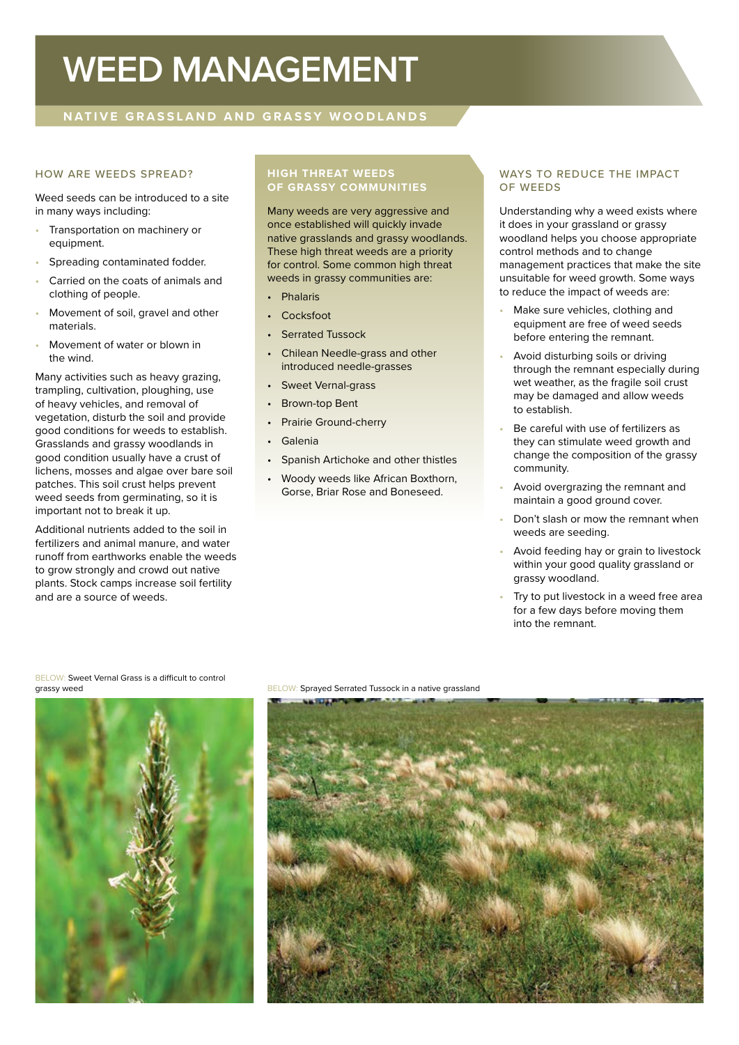# WEED MANAGEMENT

## NATIVE GRASSLAND AND GRASSY WOODLANDS

### HOW ARE WEEDS SPREAD?

Weed seeds can be introduced to a site in many ways including:

- Transportation on machinery or equipment.
- Spreading contaminated fodder.
- Carried on the coats of animals and clothing of people.
- Movement of soil, gravel and other materials.
- Movement of water or blown in the wind.

Many activities such as heavy grazing, trampling, cultivation, ploughing, use of heavy vehicles, and removal of vegetation, disturb the soil and provide good conditions for weeds to establish. Grasslands and grassy woodlands in good condition usually have a crust of lichens, mosses and algae over bare soil patches. This soil crust helps prevent weed seeds from germinating, so it is important not to break it up.

Additional nutrients added to the soil in fertilizers and animal manure, and water runoff from earthworks enable the weeds to grow strongly and crowd out native plants. Stock camps increase soil fertility and are a source of weeds.

### HIGH THREAT WEEDS OF GRASSY COMMUNITIES

Many weeds are very aggressive and once established will quickly invade native grasslands and grassy woodlands. These high threat weeds are a priority for control. Some common high threat weeds in grassy communities are:

- Phalaris
- Cocksfoot
- Serrated Tussock
- Chilean Needle-grass and other introduced needle-grasses
- Sweet Vernal-grass
- Brown-top Bent
- Prairie Ground-cherry
- Galenia
- Spanish Artichoke and other thistles
- Woody weeds like African Boxthorn, Gorse, Briar Rose and Boneseed.

### WAYS TO REDUCE THE IMPACT OF WEEDS

Understanding why a weed exists where it does in your grassland or grassy woodland helps you choose appropriate control methods and to change management practices that make the site unsuitable for weed growth. Some ways to reduce the impact of weeds are:

- Make sure vehicles, clothing and equipment are free of weed seeds before entering the remnant.
- Avoid disturbing soils or driving through the remnant especially during wet weather, as the fragile soil crust may be damaged and allow weeds to establish.
- Be careful with use of fertilizers as they can stimulate weed growth and change the composition of the grassy community.
- Avoid overgrazing the remnant and maintain a good ground cover.
- Don't slash or mow the remnant when weeds are seeding.
- Avoid feeding hay or grain to livestock within your good quality grassland or grassy woodland.
- Try to put livestock in a weed free area for a few days before moving them into the remnant.

BELOW: Sweet Vernal Grass is a difficult to control grassy weed

BELOW: Sprayed Serrated Tussock in a native grassland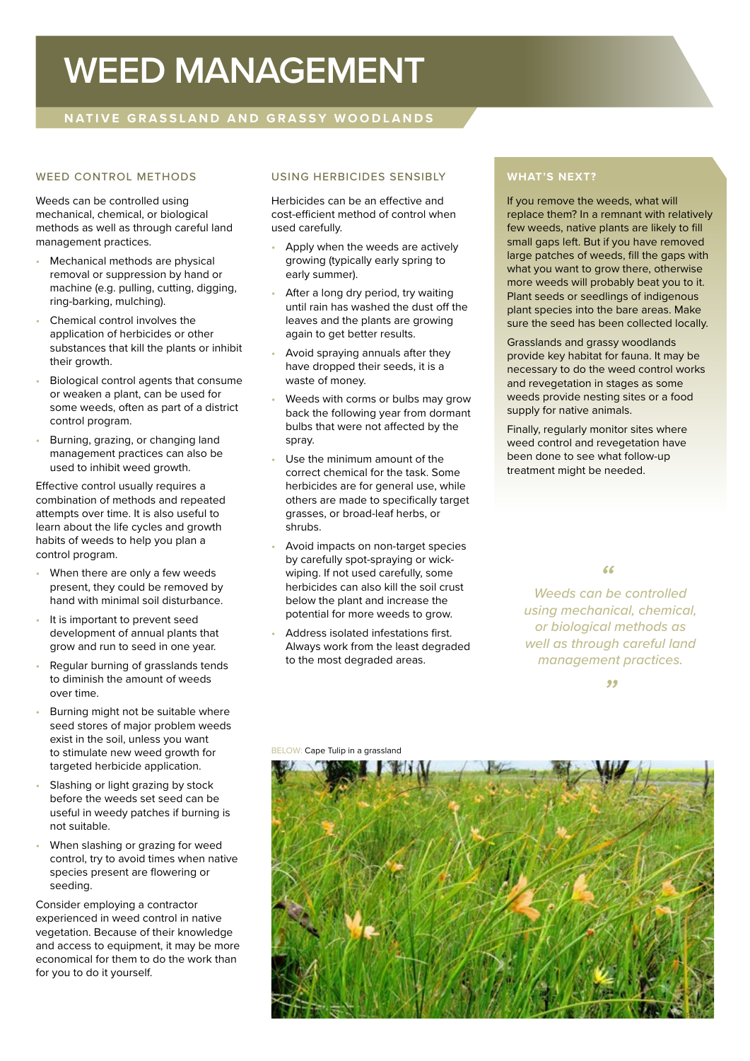# WEED MANAGEMENT

## NATIVE GRASSLAND AND GRASSY WOODLANDS

### WEED CONTROL METHODS

Weeds can be controlled using mechanical, chemical, or biological methods as well as through careful land management practices.

- Mechanical methods are physical removal or suppression by hand or machine (e.g. pulling, cutting, digging, ring-barking, mulching).
- Chemical control involves the application of herbicides or other substances that kill the plants or inhibit their growth.
- Biological control agents that consume or weaken a plant, can be used for some weeds, often as part of a district control program.
- Burning, grazing, or changing land management practices can also be used to inhibit weed growth.

Effective control usually requires a combination of methods and repeated attempts over time. It is also useful to learn about the life cycles and growth habits of weeds to help you plan a control program.

- When there are only a few weeds present, they could be removed by hand with minimal soil disturbance.
- It is important to prevent seed development of annual plants that grow and run to seed in one year.
- Regular burning of grasslands tends to diminish the amount of weeds over time.
- Burning might not be suitable where seed stores of major problem weeds exist in the soil, unless you want to stimulate new weed growth for targeted herbicide application.
- Slashing or light grazing by stock before the weeds set seed can be useful in weedy patches if burning is not suitable.
- When slashing or grazing for weed control, try to avoid times when native species present are flowering or seeding.

Consider employing a contractor experienced in weed control in native vegetation. Because of their knowledge and access to equipment, it may be more economical for them to do the work than for you to do it yourself.

### USING HERBICIDES SENSIBLY

Herbicides can be an effective and cost-efficient method of control when used carefully.

- Apply when the weeds are actively growing (typically early spring to early summer).
- After a long dry period, try waiting until rain has washed the dust off the leaves and the plants are growing again to get better results.
- Avoid spraying annuals after they have dropped their seeds, it is a waste of money.
- Weeds with corms or bulbs may grow back the following year from dormant bulbs that were not affected by the spray.
- Use the minimum amount of the correct chemical for the task. Some herbicides are for general use, while others are made to specifically target grasses, or broad-leaf herbs, or shrubs.
- Avoid impacts on non-target species by carefully spot-spraying or wick-wiping. If not used carefully, some herbicides can also kill the soil crust below the plant and increase the potential for more weeds to grow.
- Address isolated infestations first. Always work from the least degraded to the most degraded areas.

BELOW: Cape Tulip in a grassland

### WHAT'S NEXT?

If you remove the weeds, what will replace them? In a remnant with relatively few weeds, native plants are likely to fill small gaps left. But if you have removed large patches of weeds, fill the gaps with what you want to grow there, otherwise more weeds will probably beat you to it. Plant seeds or seedlings of indigenous plant species into the bare areas. Make sure the seed has been collected locally.

Grasslands and grassy woodlands provide key habitat for fauna. It may be necessary to do the weed control works and revegetation in stages as some weeds provide nesting sites or a food supply for native animals.

Finally, regularly monitor sites where weed control and revegetation have been done to see what follow-up treatment might be needed.

> *"Weeds can be controlled using mechanical, chemical, or biological methods as well as through careful land management practices."*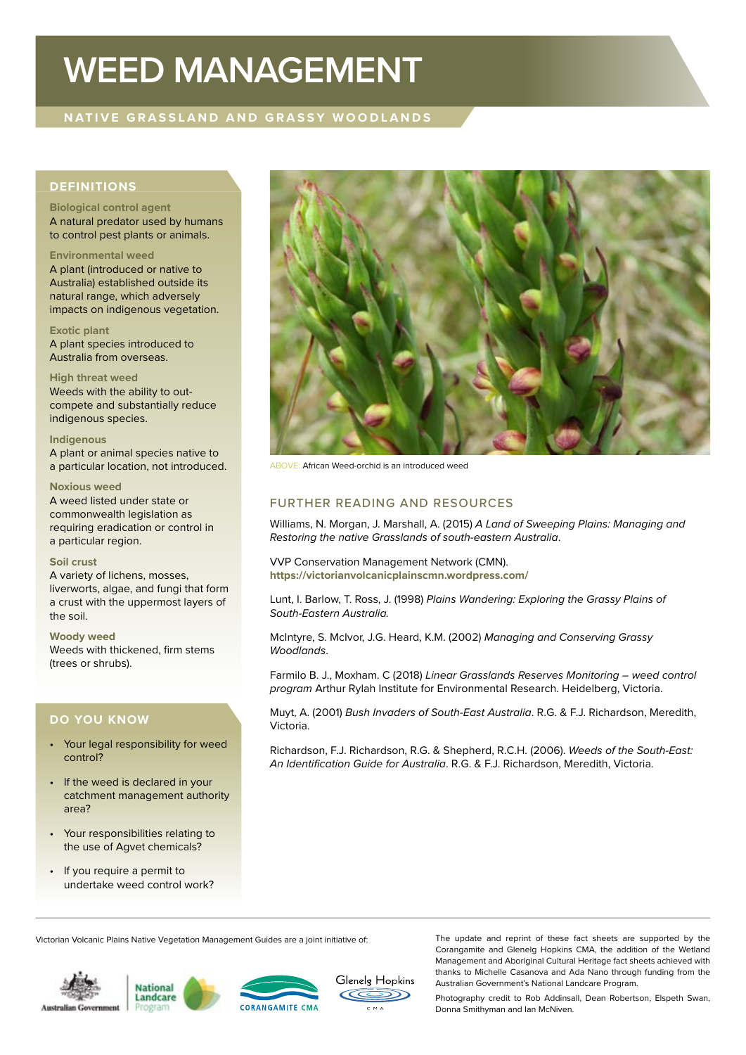# WEED MANAGEMENT

NATIVE GRASSLAND AND GRASSY WOODLANDS

## DEFINITIONS

**Biological control agent**
A natural predator used by humans to control pest plants or animals.

**Environmental weed**
A plant (introduced or native to Australia) established outside its natural range, which adversely impacts on indigenous vegetation.

**Exotic plant**
A plant species introduced to Australia from overseas.

**High threat weed**
Weeds with the ability to out-compete and substantially reduce indigenous species.

**Indigenous**
A plant or animal species native to a particular location, not introduced.

**Noxious weed**
A weed listed under state or commonwealth legislation as requiring eradication or control in a particular region.

**Soil crust**
A variety of lichens, mosses, liverworts, algae, and fungi that form a crust with the uppermost layers of the soil.

**Woody weed**
Weeds with thickened, firm stems (trees or shrubs).

## DO YOU KNOW

- Your legal responsibility for weed control?
- If the weed is declared in your catchment management authority area?
- Your responsibilities relating to the use of Agvet chemicals?
- If you require a permit to undertake weed control work?

ABOVE: African Weed-orchid is an introduced weed

## FURTHER READING AND RESOURCES

Williams, N. Morgan, J. Marshall, A. (2015) *A Land of Sweeping Plains: Managing and Restoring the native Grasslands of south-eastern Australia*.

VVP Conservation Management Network (CMN).
**https://victorianvolcanicplainscmn.wordpress.com/**

Lunt, I. Barlow, T. Ross, J. (1998) *Plains Wandering: Exploring the Grassy Plains of South-Eastern Australia.*

McIntyre, S. McIvor, J.G. Heard, K.M. (2002) *Managing and Conserving Grassy Woodlands*.

Farmilo B. J., Moxham. C (2018) *Linear Grasslands Reserves Monitoring – weed control program* Arthur Rylah Institute for Environmental Research. Heidelberg, Victoria.

Muyt, A. (2001) *Bush Invaders of South-East Australia*. R.G. & F.J. Richardson, Meredith, Victoria.

Richardson, F.J. Richardson, R.G. & Shepherd, R.C.H. (2006). *Weeds of the South-East: An Identification Guide for Australia*. R.G. & F.J. Richardson, Meredith, Victoria.

Victorian Volcanic Plains Native Vegetation Management Guides are a joint initiative of:

Australian Government | National Landcare Program | CORANGAMITE CMA | Glenelg Hopkins CMA

The update and reprint of these fact sheets are supported by the Corangamite and Glenelg Hopkins CMA, the addition of the Wetland Management and Aboriginal Cultural Heritage fact sheets achieved with thanks to Michelle Casanova and Ada Nano through funding from the Australian Government's National Landcare Program.

Photography credit to Rob Addinsall, Dean Robertson, Elspeth Swan, Donna Smithyman and Ian McNiven.